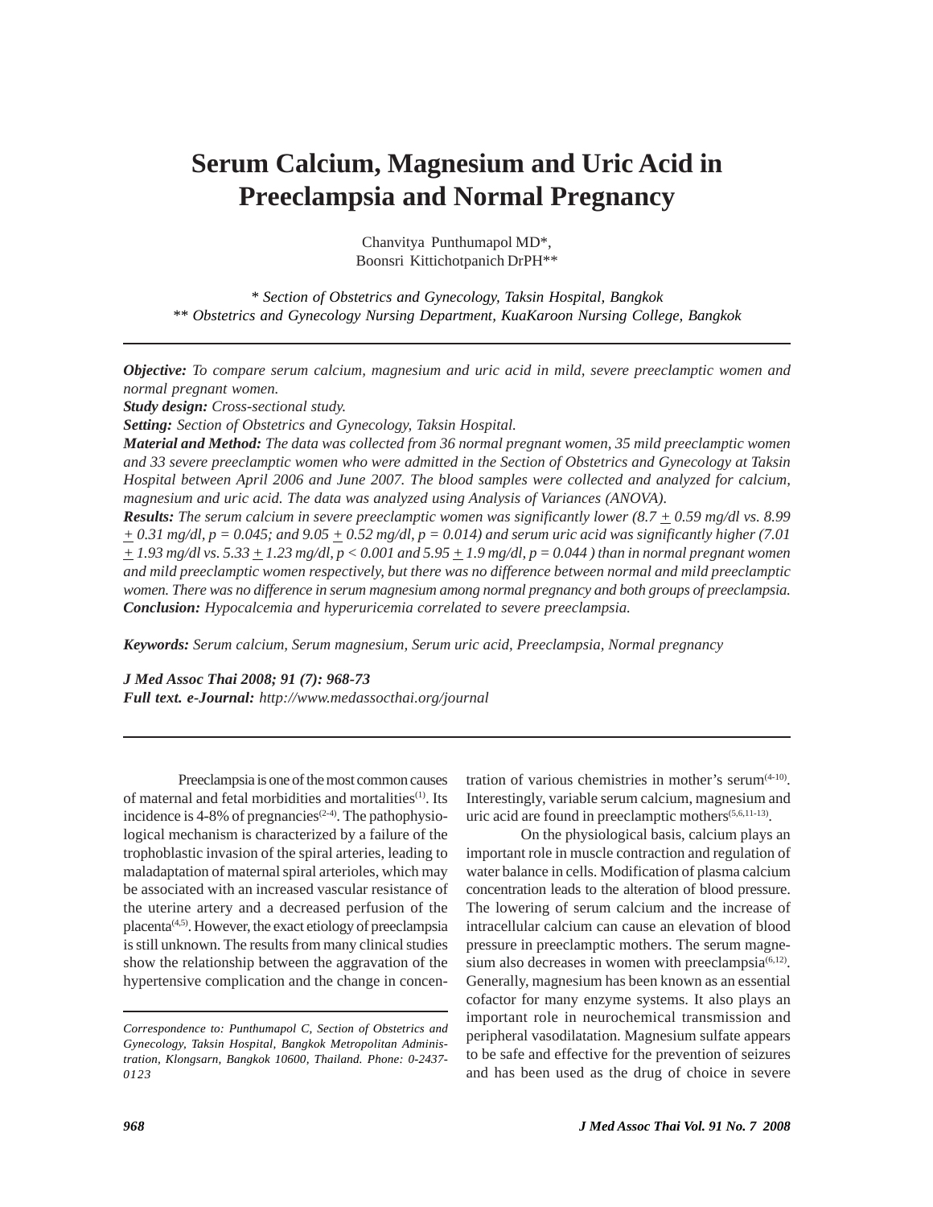# Serum Calcium, Magnesium and Uric Acid in Preeclampsia and Normal Pregnancy

Chanvitya Punthumapol MD*,
Boonsri Kittichotpanich DrPH**

*\* Section of Obstetrics and Gynecology, Taksin Hospital, Bangkok*
*\*\* Obstetrics and Gynecology Nursing Department, KuaKaroon Nursing College, Bangkok*

***Objective:*** *To compare serum calcium, magnesium and uric acid in mild, severe preeclamptic women and normal pregnant women.*

***Study design:*** *Cross-sectional study.*

***Setting:*** *Section of Obstetrics and Gynecology, Taksin Hospital.*

***Material and Method:*** *The data was collected from 36 normal pregnant women, 35 mild preeclamptic women and 33 severe preeclamptic women who were admitted in the Section of Obstetrics and Gynecology at Taksin Hospital between April 2006 and June 2007. The blood samples were collected and analyzed for calcium, magnesium and uric acid. The data was analyzed using Analysis of Variances (ANOVA).*

***Results:*** *The serum calcium in severe preeclamptic women was significantly lower (8.7 $\pm$ 0.59 mg/dl vs. 8.99 $\pm$ 0.31 mg/dl, $p = 0.045$; and 9.05 $\pm$ 0.52 mg/dl, $p = 0.014$) and serum uric acid was significantly higher (7.01 $\pm$ 1.93 mg/dl vs. 5.33 $\pm$ 1.23 mg/dl, $p < 0.001$ and 5.95 $\pm$ 1.9 mg/dl, $p = 0.044$ ) than in normal pregnant women and mild preeclamptic women respectively, but there was no difference between normal and mild preeclamptic women. There was no difference in serum magnesium among normal pregnancy and both groups of preeclampsia.*

***Conclusion:*** *Hypocalcemia and hyperuricemia correlated to severe preeclampsia.*

***Keywords:*** *Serum calcium, Serum magnesium, Serum uric acid, Preeclampsia, Normal pregnancy*

***J Med Assoc Thai 2008; 91 (7): 968-73***
***Full text. e-Journal:*** *http://www.medassocthai.org/journal*

Preeclampsia is one of the most common causes of maternal and fetal morbidities and mortalities[1]. Its incidence is 4-8% of pregnancies[2-4]. The pathophysiological mechanism is characterized by a failure of the trophoblastic invasion of the spiral arteries, leading to maladaptation of maternal spiral arterioles, which may be associated with an increased vascular resistance of the uterine artery and a decreased perfusion of the placenta[4,5]. However, the exact etiology of preeclampsia is still unknown. The results from many clinical studies show the relationship between the aggravation of the hypertensive complication and the change in concentration of various chemistries in mother's serum[4-10]. Interestingly, variable serum calcium, magnesium and uric acid are found in preeclamptic mothers[5,6,11-13].

On the physiological basis, calcium plays an important role in muscle contraction and regulation of water balance in cells. Modification of plasma calcium concentration leads to the alteration of blood pressure. The lowering of serum calcium and the increase of intracellular calcium can cause an elevation of blood pressure in preeclamptic mothers. The serum magnesium also decreases in women with preeclampsia[6,12]. Generally, magnesium has been known as an essential cofactor for many enzyme systems. It also plays an important role in neurochemical transmission and peripheral vasodilatation. Magnesium sulfate appears to be safe and effective for the prevention of seizures and has been used as the drug of choice in severe

*Correspondence to: Punthumapol C, Section of Obstetrics and Gynecology, Taksin Hospital, Bangkok Metropolitan Administration, Klongsarn, Bangkok 10600, Thailand. Phone: 0-2437-0123*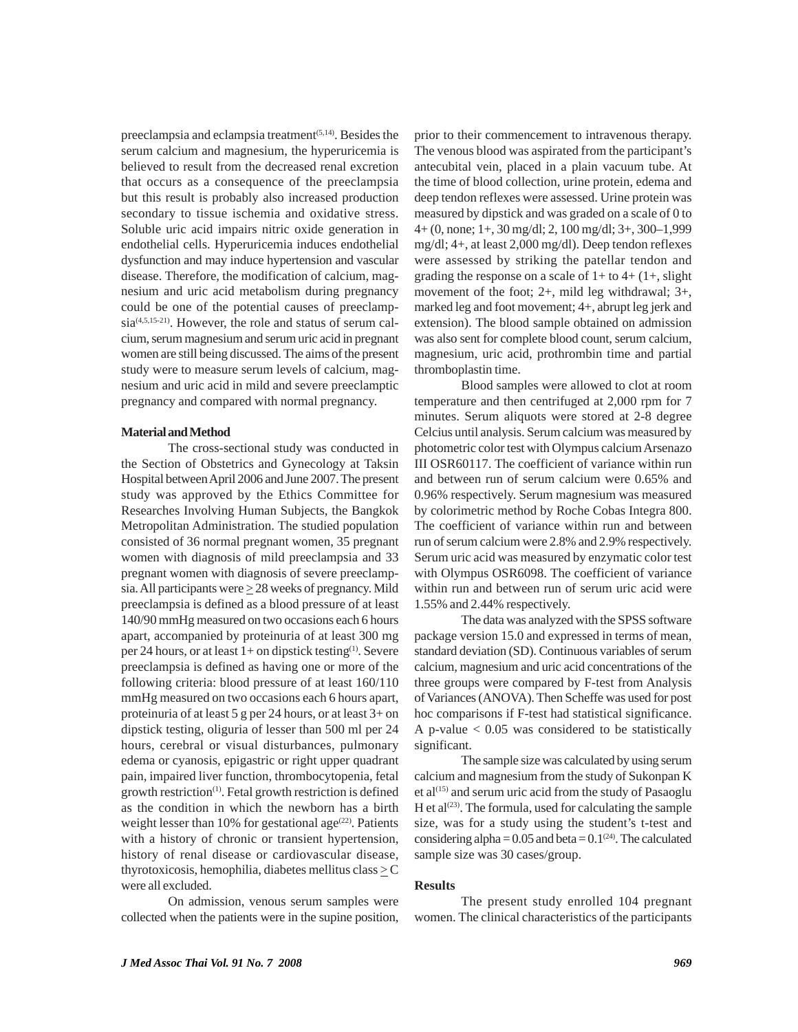preeclampsia and eclampsia treatment[5,14]. Besides the serum calcium and magnesium, the hyperuricemia is believed to result from the decreased renal excretion that occurs as a consequence of the preeclampsia but this result is probably also increased production secondary to tissue ischemia and oxidative stress. Soluble uric acid impairs nitric oxide generation in endothelial cells. Hyperuricemia induces endothelial dysfunction and may induce hypertension and vascular disease. Therefore, the modification of calcium, magnesium and uric acid metabolism during pregnancy could be one of the potential causes of preeclampsia[4,5,15-21]. However, the role and status of serum calcium, serum magnesium and serum uric acid in pregnant women are still being discussed. The aims of the present study were to measure serum levels of calcium, magnesium and uric acid in mild and severe preeclamptic pregnancy and compared with normal pregnancy.

## Material and Method

The cross-sectional study was conducted in the Section of Obstetrics and Gynecology at Taksin Hospital between April 2006 and June 2007. The present study was approved by the Ethics Committee for Researches Involving Human Subjects, the Bangkok Metropolitan Administration. The studied population consisted of 36 normal pregnant women, 35 pregnant women with diagnosis of mild preeclampsia and 33 pregnant women with diagnosis of severe preeclampsia. All participants were $\geq$ 28 weeks of pregnancy. Mild preeclampsia is defined as a blood pressure of at least 140/90 mmHg measured on two occasions each 6 hours apart, accompanied by proteinuria of at least 300 mg per 24 hours, or at least 1+ on dipstick testing[1]. Severe preeclampsia is defined as having one or more of the following criteria: blood pressure of at least 160/110 mmHg measured on two occasions each 6 hours apart, proteinuria of at least 5 g per 24 hours, or at least 3+ on dipstick testing, oliguria of lesser than 500 ml per 24 hours, cerebral or visual disturbances, pulmonary edema or cyanosis, epigastric or right upper quadrant pain, impaired liver function, thrombocytopenia, fetal growth restriction[1]. Fetal growth restriction is defined as the condition in which the newborn has a birth weight lesser than 10% for gestational age[22]. Patients with a history of chronic or transient hypertension, history of renal disease or cardiovascular disease, thyrotoxicosis, hemophilia, diabetes mellitus class $\geq$ C were all excluded.

On admission, venous serum samples were collected when the patients were in the supine position, prior to their commencement to intravenous therapy. The venous blood was aspirated from the participant's antecubital vein, placed in a plain vacuum tube. At the time of blood collection, urine protein, edema and deep tendon reflexes were assessed. Urine protein was measured by dipstick and was graded on a scale of 0 to 4+ (0, none; 1+, 30 mg/dl; 2, 100 mg/dl; 3+, 300–1,999 mg/dl; 4+, at least 2,000 mg/dl). Deep tendon reflexes were assessed by striking the patellar tendon and grading the response on a scale of 1+ to 4+ (1+, slight movement of the foot; 2+, mild leg withdrawal; 3+, marked leg and foot movement; 4+, abrupt leg jerk and extension). The blood sample obtained on admission was also sent for complete blood count, serum calcium, magnesium, uric acid, prothrombin time and partial thromboplastin time.

Blood samples were allowed to clot at room temperature and then centrifuged at 2,000 rpm for 7 minutes. Serum aliquots were stored at 2-8 degree Celcius until analysis. Serum calcium was measured by photometric color test with Olympus calcium Arsenazo III OSR60117. The coefficient of variance within run and between run of serum calcium were 0.65% and 0.96% respectively. Serum magnesium was measured by colorimetric method by Roche Cobas Integra 800. The coefficient of variance within run and between run of serum calcium were 2.8% and 2.9% respectively. Serum uric acid was measured by enzymatic color test with Olympus OSR6098. The coefficient of variance within run and between run of serum uric acid were 1.55% and 2.44% respectively.

The data was analyzed with the SPSS software package version 15.0 and expressed in terms of mean, standard deviation (SD). Continuous variables of serum calcium, magnesium and uric acid concentrations of the three groups were compared by F-test from Analysis of Variances (ANOVA). Then Scheffe was used for post hoc comparisons if F-test had statistical significance. A p-value $< 0.05$ was considered to be statistically significant.

The sample size was calculated by using serum calcium and magnesium from the study of Sukonpan K et al[15] and serum uric acid from the study of Pasaoglu H et al[23]. The formula, used for calculating the sample size, was for a study using the student's t-test and considering alpha = 0.05 and beta = 0.1[24]. The calculated sample size was 30 cases/group.

## Results

The present study enrolled 104 pregnant women. The clinical characteristics of the participants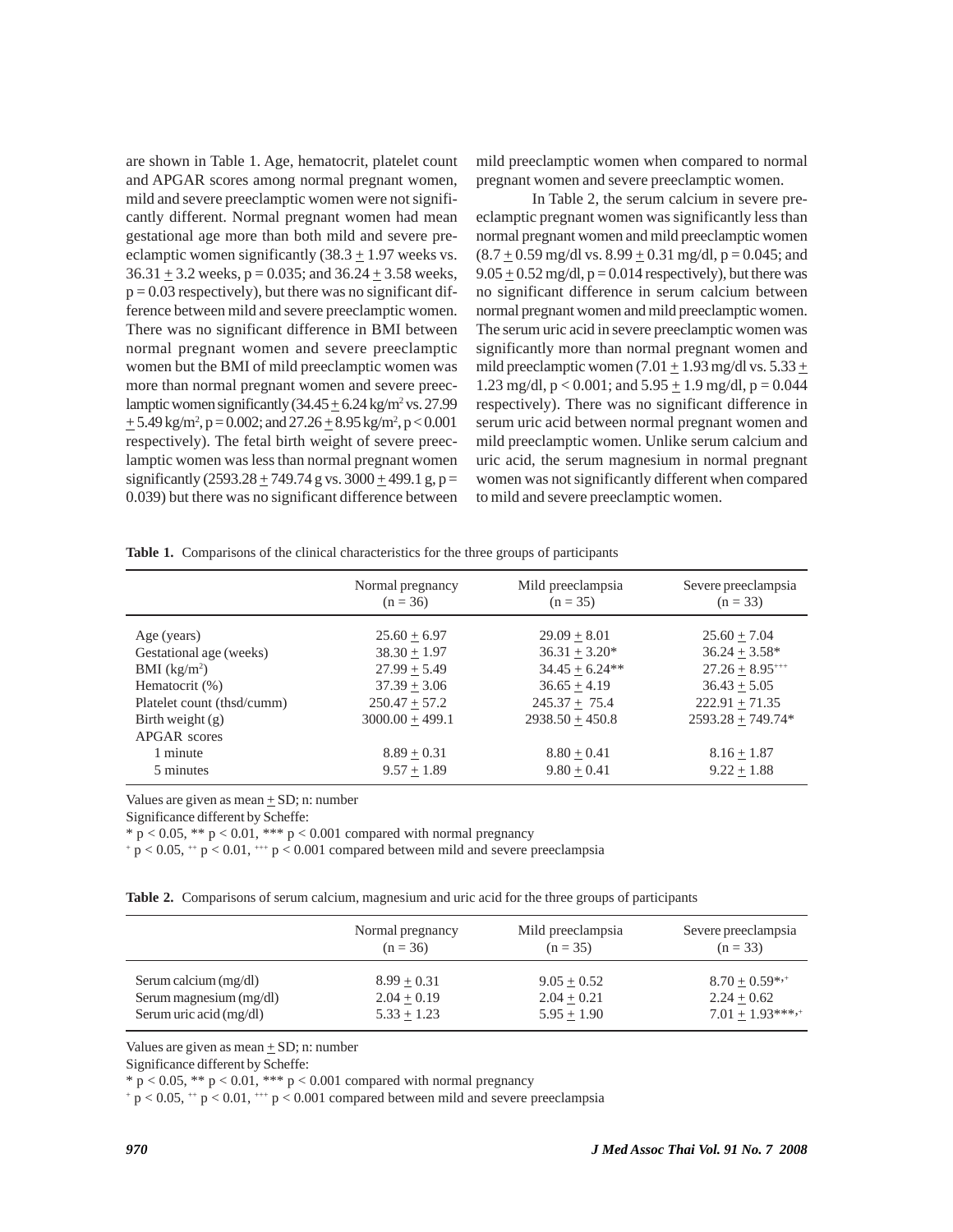are shown in Table 1. Age, hematocrit, platelet count and APGAR scores among normal pregnant women, mild and severe preeclamptic women were not significantly different. Normal pregnant women had mean gestational age more than both mild and severe preeclamptic women significantly (38.3 $\pm$ 1.97 weeks vs. 36.31 $\pm$ 3.2 weeks, $p = 0.035$; and 36.24 $\pm$ 3.58 weeks, $p = 0.03$ respectively), but there was no significant difference between mild and severe preeclamptic women. There was no significant difference in BMI between normal pregnant women and severe preeclamptic women but the BMI of mild preeclamptic women was more than normal pregnant women and severe preeclamptic women significantly (34.45 $\pm$ 6.24 kg/m$^2$ vs. 27.99 $\pm$ 5.49 kg/m$^2$, $p = 0.002$; and 27.26 $\pm$ 8.95 kg/m$^2$, $p < 0.001$ respectively). The fetal birth weight of severe preeclamptic women was less than normal pregnant women significantly (2593.28 $\pm$ 749.74 g vs. 3000 $\pm$ 499.1 g, $p = 0.039$) but there was no significant difference between mild preeclamptic women when compared to normal pregnant women and severe preeclamptic women.

In Table 2, the serum calcium in severe preeclamptic pregnant women was significantly less than normal pregnant women and mild preeclamptic women (8.7 $\pm$ 0.59 mg/dl vs. 8.99 $\pm$ 0.31 mg/dl, $p = 0.045$; and 9.05 $\pm$ 0.52 mg/dl, $p = 0.014$ respectively), but there was no significant difference in serum calcium between normal pregnant women and mild preeclamptic women. The serum uric acid in severe preeclamptic women was significantly more than normal pregnant women and mild preeclamptic women (7.01 $\pm$ 1.93 mg/dl vs. 5.33 $\pm$ 1.23 mg/dl, $p < 0.001$; and 5.95 $\pm$ 1.9 mg/dl, $p = 0.044$ respectively). There was no significant difference in serum uric acid between normal pregnant women and mild preeclamptic women. Unlike serum calcium and uric acid, the serum magnesium in normal pregnant women was not significantly different when compared to mild and severe preeclamptic women.

**Table 1.** Comparisons of the clinical characteristics for the three groups of participants

| | Normal pregnancy (n = 36) | Mild preeclampsia (n = 35) | Severe preeclampsia (n = 33) |
|---|---|---|---|
| Age (years) | 25.60 $\pm$ 6.97 | 29.09 $\pm$ 8.01 | 25.60 $\pm$ 7.04 |
| Gestational age (weeks) | 38.30 $\pm$ 1.97 | 36.31 $\pm$ 3.20* | 36.24 $\pm$ 3.58* |
| BMI (kg/m$^2$) | 27.99 $\pm$ 5.49 | 34.45 $\pm$ 6.24** | 27.26 $\pm$ 8.95$^{+++}$ |
| Hematocrit (%) | 37.39 $\pm$ 3.06 | 36.65 $\pm$ 4.19 | 36.43 $\pm$ 5.05 |
| Platelet count (thsd/cumm) | 250.47 $\pm$ 57.2 | 245.37 $\pm$ 75.4 | 222.91 $\pm$ 71.35 |
| Birth weight (g) | 3000.00 $\pm$ 499.1 | 2938.50 $\pm$ 450.8 | 2593.28 $\pm$ 749.74* |
| APGAR scores | | | |
| 1 minute | 8.89 $\pm$ 0.31 | 8.80 $\pm$ 0.41 | 8.16 $\pm$ 1.87 |
| 5 minutes | 9.57 $\pm$ 1.89 | 9.80 $\pm$ 0.41 | 9.22 $\pm$ 1.88 |

Values are given as mean $\pm$ SD; n: number

Significance different by Scheffe:

* $p < 0.05$, ** $p < 0.01$, *** $p < 0.001$ compared with normal pregnancy

$^{+}$ $p < 0.05$, $^{++}$ $p < 0.01$, $^{+++}$ $p < 0.001$ compared between mild and severe preeclampsia

**Table 2.** Comparisons of serum calcium, magnesium and uric acid for the three groups of participants

| | Normal pregnancy (n = 36) | Mild preeclampsia (n = 35) | Severe preeclampsia (n = 33) |
|---|---|---|---|
| Serum calcium (mg/dl) | 8.99 $\pm$ 0.31 | 9.05 $\pm$ 0.52 | 8.70 $\pm$ 0.59*,$^{+}$ |
| Serum magnesium (mg/dl) | 2.04 $\pm$ 0.19 | 2.04 $\pm$ 0.21 | 2.24 $\pm$ 0.62 |
| Serum uric acid (mg/dl) | 5.33 $\pm$ 1.23 | 5.95 $\pm$ 1.90 | 7.01 $\pm$ 1.93***,$^{+}$ |

Values are given as mean $\pm$ SD; n: number

Significance different by Scheffe:

* $p < 0.05$, ** $p < 0.01$, *** $p < 0.001$ compared with normal pregnancy

$^{+}$ $p < 0.05$, $^{++}$ $p < 0.01$, $^{+++}$ $p < 0.001$ compared between mild and severe preeclampsia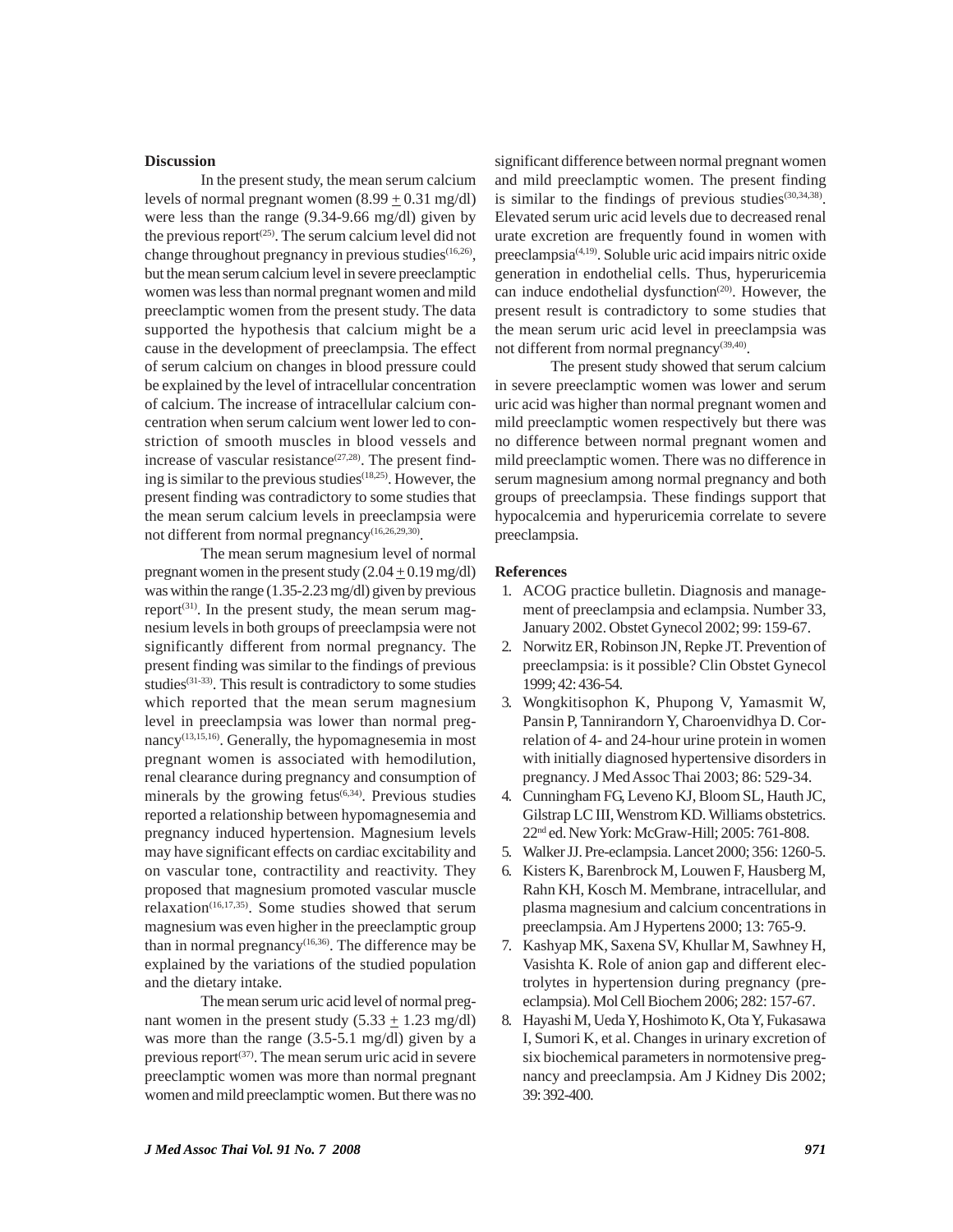## Discussion

In the present study, the mean serum calcium levels of normal pregnant women (8.99 $\pm$ 0.31 mg/dl) were less than the range (9.34-9.66 mg/dl) given by the previous report[25]. The serum calcium level did not change throughout pregnancy in previous studies[16,26], but the mean serum calcium level in severe preeclamptic women was less than normal pregnant women and mild preeclamptic women from the present study. The data supported the hypothesis that calcium might be a cause in the development of preeclampsia. The effect of serum calcium on changes in blood pressure could be explained by the level of intracellular concentration of calcium. The increase of intracellular calcium concentration when serum calcium went lower led to constriction of smooth muscles in blood vessels and increase of vascular resistance[27,28]. The present finding is similar to the previous studies[18,25]. However, the present finding was contradictory to some studies that the mean serum calcium levels in preeclampsia were not different from normal pregnancy[16,26,29,30].

The mean serum magnesium level of normal pregnant women in the present study (2.04 $\pm$ 0.19 mg/dl) was within the range (1.35-2.23 mg/dl) given by previous report[31]. In the present study, the mean serum magnesium levels in both groups of preeclampsia were not significantly different from normal pregnancy. The present finding was similar to the findings of previous studies[31-33]. This result is contradictory to some studies which reported that the mean serum magnesium level in preeclampsia was lower than normal pregnancy[13,15,16]. Generally, the hypomagnesemia in most pregnant women is associated with hemodilution, renal clearance during pregnancy and consumption of minerals by the growing fetus[6,34]. Previous studies reported a relationship between hypomagnesemia and pregnancy induced hypertension. Magnesium levels may have significant effects on cardiac excitability and on vascular tone, contractility and reactivity. They proposed that magnesium promoted vascular muscle relaxation[16,17,35]. Some studies showed that serum magnesium was even higher in the preeclamptic group than in normal pregnancy[16,36]. The difference may be explained by the variations of the studied population and the dietary intake.

The mean serum uric acid level of normal pregnant women in the present study (5.33 $\pm$ 1.23 mg/dl) was more than the range (3.5-5.1 mg/dl) given by a previous report[37]. The mean serum uric acid in severe preeclamptic women was more than normal pregnant women and mild preeclamptic women. But there was no significant difference between normal pregnant women and mild preeclamptic women. The present finding is similar to the findings of previous studies[30,34,38]. Elevated serum uric acid levels due to decreased renal urate excretion are frequently found in women with preeclampsia[4,19]. Soluble uric acid impairs nitric oxide generation in endothelial cells. Thus, hyperuricemia can induce endothelial dysfunction[20]. However, the present result is contradictory to some studies that the mean serum uric acid level in preeclampsia was not different from normal pregnancy[39,40].

The present study showed that serum calcium in severe preeclamptic women was lower and serum uric acid was higher than normal pregnant women and mild preeclamptic women respectively but there was no difference between normal pregnant women and mild preeclamptic women. There was no difference in serum magnesium among normal pregnancy and both groups of preeclampsia. These findings support that hypocalcemia and hyperuricemia correlate to severe preeclampsia.

## References

1. ACOG practice bulletin. Diagnosis and management of preeclampsia and eclampsia. Number 33, January 2002. Obstet Gynecol 2002; 99: 159-67.
2. Norwitz ER, Robinson JN, Repke JT. Prevention of preeclampsia: is it possible? Clin Obstet Gynecol 1999; 42: 436-54.
3. Wongkitisophon K, Phupong V, Yamasmit W, Pansin P, Tannirandorn Y, Charoenvidhya D. Correlation of 4- and 24-hour urine protein in women with initially diagnosed hypertensive disorders in pregnancy. J Med Assoc Thai 2003; 86: 529-34.
4. Cunningham FG, Leveno KJ, Bloom SL, Hauth JC, Gilstrap LC III, Wenstrom KD. Williams obstetrics. 22nd ed. New York: McGraw-Hill; 2005: 761-808.
5. Walker JJ. Pre-eclampsia. Lancet 2000; 356: 1260-5.
6. Kisters K, Barenbrock M, Louwen F, Hausberg M, Rahn KH, Kosch M. Membrane, intracellular, and plasma magnesium and calcium concentrations in preeclampsia. Am J Hypertens 2000; 13: 765-9.
7. Kashyap MK, Saxena SV, Khullar M, Sawhney H, Vasishta K. Role of anion gap and different electrolytes in hypertension during pregnancy (preeclampsia). Mol Cell Biochem 2006; 282: 157-67.
8. Hayashi M, Ueda Y, Hoshimoto K, Ota Y, Fukasawa I, Sumori K, et al. Changes in urinary excretion of six biochemical parameters in normotensive pregnancy and preeclampsia. Am J Kidney Dis 2002; 39: 392-400.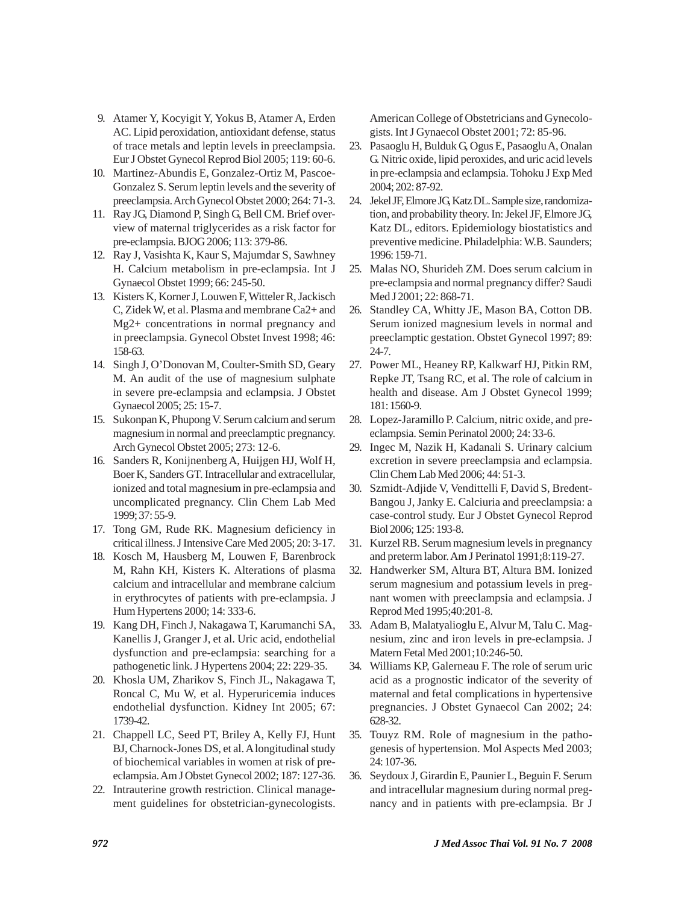9. Atamer Y, Kocyigit Y, Yokus B, Atamer A, Erden AC. Lipid peroxidation, antioxidant defense, status of trace metals and leptin levels in preeclampsia. Eur J Obstet Gynecol Reprod Biol 2005; 119: 60-6.
10. Martinez-Abundis E, Gonzalez-Ortiz M, Pascoe-Gonzalez S. Serum leptin levels and the severity of preeclampsia. Arch Gynecol Obstet 2000; 264: 71-3.
11. Ray JG, Diamond P, Singh G, Bell CM. Brief overview of maternal triglycerides as a risk factor for pre-eclampsia. BJOG 2006; 113: 379-86.
12. Ray J, Vasishta K, Kaur S, Majumdar S, Sawhney H. Calcium metabolism in pre-eclampsia. Int J Gynaecol Obstet 1999; 66: 245-50.
13. Kisters K, Korner J, Louwen F, Witteler R, Jackisch C, Zidek W, et al. Plasma and membrane Ca2+ and Mg2+ concentrations in normal pregnancy and in preeclampsia. Gynecol Obstet Invest 1998; 46: 158-63.
14. Singh J, O'Donovan M, Coulter-Smith SD, Geary M. An audit of the use of magnesium sulphate in severe pre-eclampsia and eclampsia. J Obstet Gynaecol 2005; 25: 15-7.
15. Sukonpan K, Phupong V. Serum calcium and serum magnesium in normal and preeclamptic pregnancy. Arch Gynecol Obstet 2005; 273: 12-6.
16. Sanders R, Konijnenberg A, Huijgen HJ, Wolf H, Boer K, Sanders GT. Intracellular and extracellular, ionized and total magnesium in pre-eclampsia and uncomplicated pregnancy. Clin Chem Lab Med 1999; 37: 55-9.
17. Tong GM, Rude RK. Magnesium deficiency in critical illness. J Intensive Care Med 2005; 20: 3-17.
18. Kosch M, Hausberg M, Louwen F, Barenbrock M, Rahn KH, Kisters K. Alterations of plasma calcium and intracellular and membrane calcium in erythrocytes of patients with pre-eclampsia. J Hum Hypertens 2000; 14: 333-6.
19. Kang DH, Finch J, Nakagawa T, Karumanchi SA, Kanellis J, Granger J, et al. Uric acid, endothelial dysfunction and pre-eclampsia: searching for a pathogenetic link. J Hypertens 2004; 22: 229-35.
20. Khosla UM, Zharikov S, Finch JL, Nakagawa T, Roncal C, Mu W, et al. Hyperuricemia induces endothelial dysfunction. Kidney Int 2005; 67: 1739-42.
21. Chappell LC, Seed PT, Briley A, Kelly FJ, Hunt BJ, Charnock-Jones DS, et al. A longitudinal study of biochemical variables in women at risk of preeclampsia. Am J Obstet Gynecol 2002; 187: 127-36.
22. Intrauterine growth restriction. Clinical management guidelines for obstetrician-gynecologists. American College of Obstetricians and Gynecologists. Int J Gynaecol Obstet 2001; 72: 85-96.
23. Pasaoglu H, Bulduk G, Ogus E, Pasaoglu A, Onalan G. Nitric oxide, lipid peroxides, and uric acid levels in pre-eclampsia and eclampsia. Tohoku J Exp Med 2004; 202: 87-92.
24. Jekel JF, Elmore JG, Katz DL. Sample size, randomization, and probability theory. In: Jekel JF, Elmore JG, Katz DL, editors. Epidemiology biostatistics and preventive medicine. Philadelphia: W.B. Saunders; 1996: 159-71.
25. Malas NO, Shurideh ZM. Does serum calcium in pre-eclampsia and normal pregnancy differ? Saudi Med J 2001; 22: 868-71.
26. Standley CA, Whitty JE, Mason BA, Cotton DB. Serum ionized magnesium levels in normal and preeclamptic gestation. Obstet Gynecol 1997; 89: 24-7.
27. Power ML, Heaney RP, Kalkwarf HJ, Pitkin RM, Repke JT, Tsang RC, et al. The role of calcium in health and disease. Am J Obstet Gynecol 1999; 181: 1560-9.
28. Lopez-Jaramillo P. Calcium, nitric oxide, and preeclampsia. Semin Perinatol 2000; 24: 33-6.
29. Ingec M, Nazik H, Kadanali S. Urinary calcium excretion in severe preeclampsia and eclampsia. Clin Chem Lab Med 2006; 44: 51-3.
30. Szmidt-Adjide V, Vendittelli F, David S, Bredent-Bangou J, Janky E. Calciuria and preeclampsia: a case-control study. Eur J Obstet Gynecol Reprod Biol 2006; 125: 193-8.
31. Kurzel RB. Serum magnesium levels in pregnancy and preterm labor. Am J Perinatol 1991;8:119-27.
32. Handwerker SM, Altura BT, Altura BM. Ionized serum magnesium and potassium levels in pregnant women with preeclampsia and eclampsia. J Reprod Med 1995;40:201-8.
33. Adam B, Malatyalioglu E, Alvur M, Talu C. Magnesium, zinc and iron levels in pre-eclampsia. J Matern Fetal Med 2001;10:246-50.
34. Williams KP, Galerneau F. The role of serum uric acid as a prognostic indicator of the severity of maternal and fetal complications in hypertensive pregnancies. J Obstet Gynaecol Can 2002; 24: 628-32.
35. Touyz RM. Role of magnesium in the pathogenesis of hypertension. Mol Aspects Med 2003; 24: 107-36.
36. Seydoux J, Girardin E, Paunier L, Beguin F. Serum and intracellular magnesium during normal pregnancy and in patients with pre-eclampsia. Br J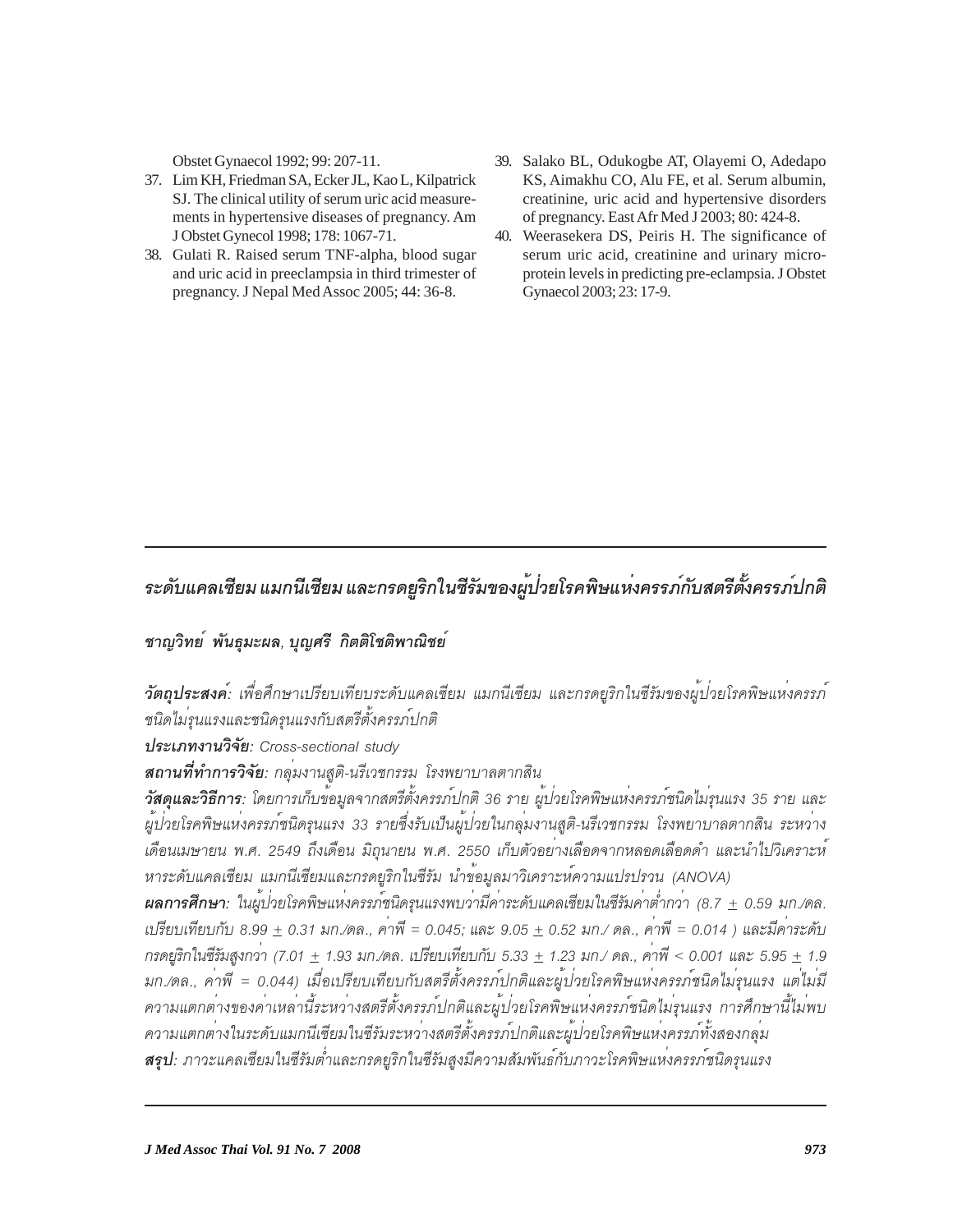Obstet Gynaecol 1992; 99: 207-11.

37. Lim KH, Friedman SA, Ecker JL, Kao L, Kilpatrick SJ. The clinical utility of serum uric acid measurements in hypertensive diseases of pregnancy. Am J Obstet Gynecol 1998; 178: 1067-71.
38. Gulati R. Raised serum TNF-alpha, blood sugar and uric acid in preeclampsia in third trimester of pregnancy. J Nepal Med Assoc 2005; 44: 36-8.
39. Salako BL, Odukogbe AT, Olayemi O, Adedapo KS, Aimakhu CO, Alu FE, et al. Serum albumin, creatinine, uric acid and hypertensive disorders of pregnancy. East Afr Med J 2003; 80: 424-8.
40. Weerasekera DS, Peiris H. The significance of serum uric acid, creatinine and urinary microprotein levels in predicting pre-eclampsia. J Obstet Gynaecol 2003; 23: 17-9.

---

## ระดับแคลเซียม แมกนีเซียม และกรดยูริกในซีรัมของผู้ป่วยโรคพิษแห่งครรภ์กับสตรีตั้งครรภ์ปกติ

### ชาญวิทย์ พันธุมะผล, บุญศรี กิตติโชติพาณิชย์

***วัตถุประสงค์***: *เพื่อศึกษาเปรียบเทียบระดับแคลเซียม แมกนีเซียม และกรดยูริกในซีรัมของผู้ป่วยโรคพิษแห่งครรภ์ชนิดไม่รุนแรงและชนิดรุนแรงกับสตรีตั้งครรภ์ปกติ*

***ประเภทงานวิจัย***: *Cross-sectional study*

***สถานที่ทำการวิจัย***: *กลุ่มงานสูติ-นรีเวชกรรม โรงพยาบาลตากสิน*

***วัสดุและวิธีการ***: *โดยการเก็บข้อมูลจากสตรีตั้งครรภ์ปกติ 36 ราย ผู้ป่วยโรคพิษแห่งครรภ์ชนิดไม่รุนแรง 35 ราย และผู้ป่วยโรคพิษแห่งครรภ์ชนิดรุนแรง 33 รายซึ่งรับเป็นผู้ป่วยในกลุ่มงานสูติ-นรีเวชกรรม โรงพยาบาลตากสิน ระหว่างเดือนเมษายน พ.ศ. 2549 ถึงเดือน มิถุนายน พ.ศ. 2550 เก็บตัวอย่างเลือดจากหลอดเลือดดำ และนำไปวิเคราะห์หาระดับแคลเซียม แมกนีเซียมและกรดยูริกในซีรัม นำข้อมูลมาวิเคราะห์ความแปรปรวน (ANOVA)*

***ผลการศึกษา***: *ในผู้ป่วยโรคพิษแห่งครรภ์ชนิดรุนแรงพบว่ามีค่าระดับแคลเซียมในซีรัมค่าต่ำกว่า (8.7 $\pm$ 0.59 มก./ดล. เปรียบเทียบกับ 8.99 $\pm$ 0.31 มก./ดล., ค่าพี = 0.045; และ 9.05 $\pm$ 0.52 มก./ ดล., ค่าพี = 0.014 ) และมีค่าระดับกรดยูริกในซีรัมสูงกว่า (7.01 $\pm$ 1.93 มก./ดล. เปรียบเทียบกับ 5.33 $\pm$ 1.23 มก./ ดล., ค่าพี < 0.001 และ 5.95 $\pm$ 1.9 มก./ดล., ค่าพี = 0.044) เมื่อเปรียบเทียบกับสตรีตั้งครรภ์ปกติและผู้ป่วยโรคพิษแห่งครรภ์ชนิดไม่รุนแรง แต่ไม่มีความแตกต่างของค่าเหล่านี้ระหว่างสตรีตั้งครรภ์ปกติและผู้ป่วยโรคพิษแห่งครรภ์ชนิดไม่รุนแรง การศึกษานี้ไม่พบความแตกต่างในระดับแมกนีเซียมในซีรัมระหว่างสตรีตั้งครรภ์ปกติและผู้ป่วยโรคพิษแห่งครรภ์ทั้งสองกลุ่ม*

***สรุป***: *ภาวะแคลเซียมในซีรัมต่ำและกรดยูริกในซีรัมสูงมีความสัมพันธ์กับภาวะโรคพิษแห่งครรภ์ชนิดรุนแรง*